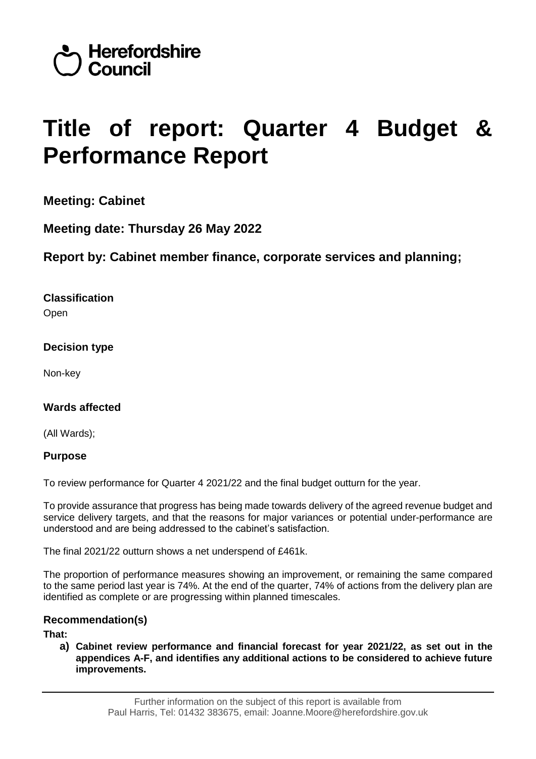Herefordshire Council

# Title of report: Quarter 4 Budget & Performance Report

## Meeting: Cabinet

## Meeting date: Thursday 26 May 2022

## Report by: Cabinet member finance, corporate services and planning;

### Classification

Open

### Decision type

Non-key

### Wards affected

(All Wards);

### Purpose

To review performance for Quarter 4 2021/22 and the final budget outturn for the year.

To provide assurance that progress has being made towards delivery of the agreed revenue budget and service delivery targets, and that the reasons for major variances or potential under-performance are understood and are being addressed to the cabinet's satisfaction.

The final 2021/22 outturn shows a net underspend of £461k.

The proportion of performance measures showing an improvement, or remaining the same compared to the same period last year is 74%. At the end of the quarter, 74% of actions from the delivery plan are identified as complete or are progressing within planned timescales.

### Recommendation(s)

**That:**

**a) Cabinet review performance and financial forecast for year 2021/22, as set out in the appendices A-F, and identifies any additional actions to be considered to achieve future improvements.**

Further information on the subject of this report is available from Paul Harris, Tel: 01432 383675, email: Joanne.Moore@herefordshire.gov.uk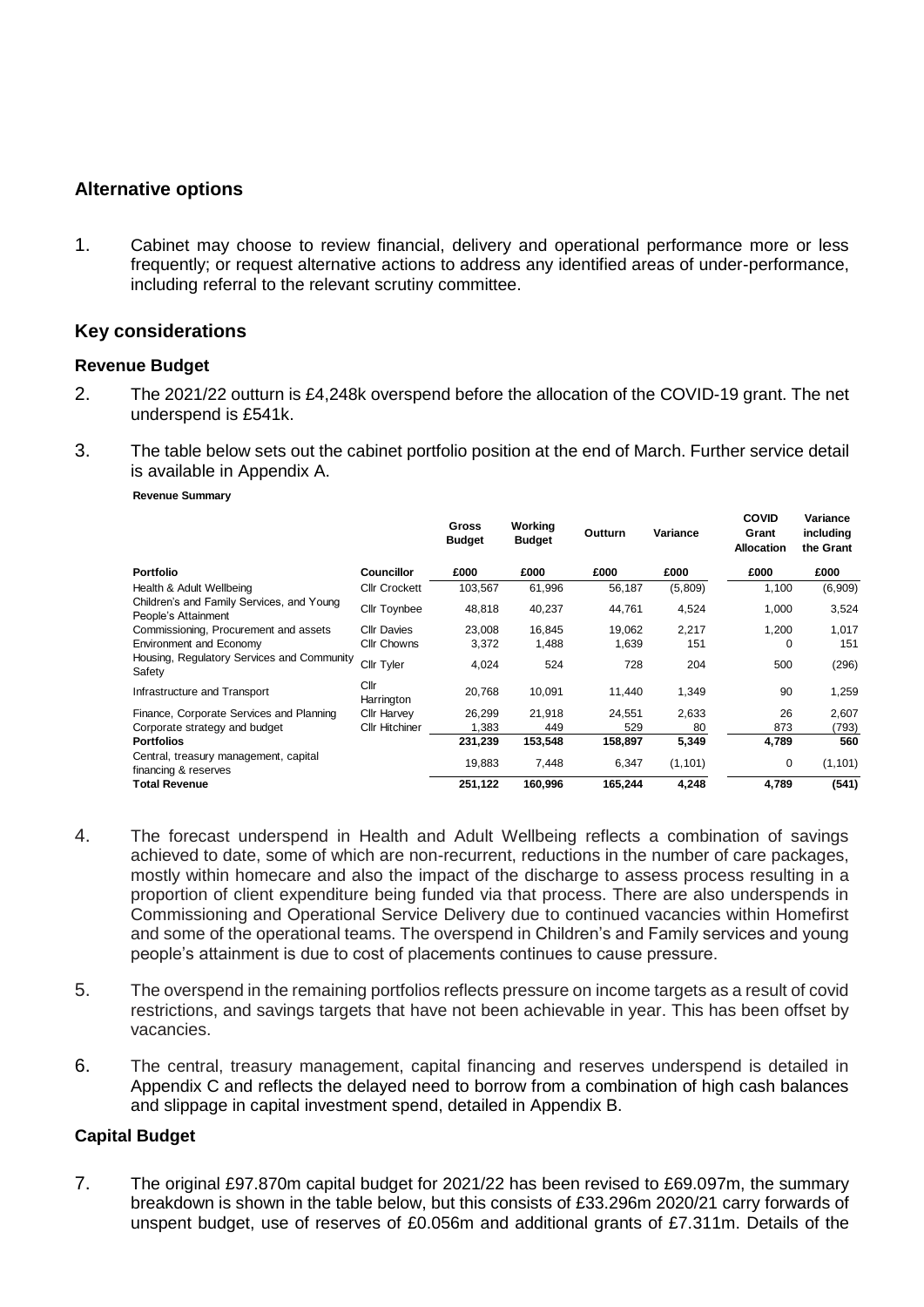## Alternative options

1. Cabinet may choose to review financial, delivery and operational performance more or less frequently; or request alternative actions to address any identified areas of under-performance, including referral to the relevant scrutiny committee.

## Key considerations

### Revenue Budget

2. The 2021/22 outturn is £4,248k overspend before the allocation of the COVID-19 grant. The net underspend is £541k.

3. The table below sets out the cabinet portfolio position at the end of March. Further service detail is available in Appendix A.

**Revenue Summary**

| | | Gross Budget | Working Budget | Outturn | Variance | COVID Grant Allocation | Variance including the Grant |
|---|---|---|---|---|---|---|---|
| **Portfolio** | **Councillor** | **£000** | **£000** | **£000** | **£000** | **£000** | **£000** |
| Health & Adult Wellbeing | Cllr Crockett | 103,567 | 61,996 | 56,187 | (5,809) | 1,100 | (6,909) |
| Children's and Family Services, and Young People's Attainment | Cllr Toynbee | 48,818 | 40,237 | 44,761 | 4,524 | 1,000 | 3,524 |
| Commissioning, Procurement and assets | Cllr Davies | 23,008 | 16,845 | 19,062 | 2,217 | 1,200 | 1,017 |
| Environment and Economy | Cllr Chowns | 3,372 | 1,488 | 1,639 | 151 | 0 | 151 |
| Housing, Regulatory Services and Community Safety | Cllr Tyler | 4,024 | 524 | 728 | 204 | 500 | (296) |
| Infrastructure and Transport | Cllr Harrington | 20,768 | 10,091 | 11,440 | 1,349 | 90 | 1,259 |
| Finance, Corporate Services and Planning | Cllr Harvey | 26,299 | 21,918 | 24,551 | 2,633 | 26 | 2,607 |
| Corporate strategy and budget | Cllr Hitchiner | 1,383 | 449 | 529 | 80 | 873 | (793) |
| **Portfolios** | | **231,239** | **153,548** | **158,897** | **5,349** | **4,789** | **560** |
| Central, treasury management, capital financing & reserves | | 19,883 | 7,448 | 6,347 | (1,101) | 0 | (1,101) |
| **Total Revenue** | | **251,122** | **160,996** | **165,244** | **4,248** | **4,789** | **(541)** |

4. The forecast underspend in Health and Adult Wellbeing reflects a combination of savings achieved to date, some of which are non-recurrent, reductions in the number of care packages, mostly within homecare and also the impact of the discharge to assess process resulting in a proportion of client expenditure being funded via that process. There are also underspends in Commissioning and Operational Service Delivery due to continued vacancies within Homefirst and some of the operational teams. The overspend in Children's and Family services and young people's attainment is due to cost of placements continues to cause pressure.

5. The overspend in the remaining portfolios reflects pressure on income targets as a result of covid restrictions, and savings targets that have not been achievable in year. This has been offset by vacancies.

6. The central, treasury management, capital financing and reserves underspend is detailed in Appendix C and reflects the delayed need to borrow from a combination of high cash balances and slippage in capital investment spend, detailed in Appendix B.

### Capital Budget

7. The original £97.870m capital budget for 2021/22 has been revised to £69.097m, the summary breakdown is shown in the table below, but this consists of £33.296m 2020/21 carry forwards of unspent budget, use of reserves of £0.056m and additional grants of £7.311m. Details of the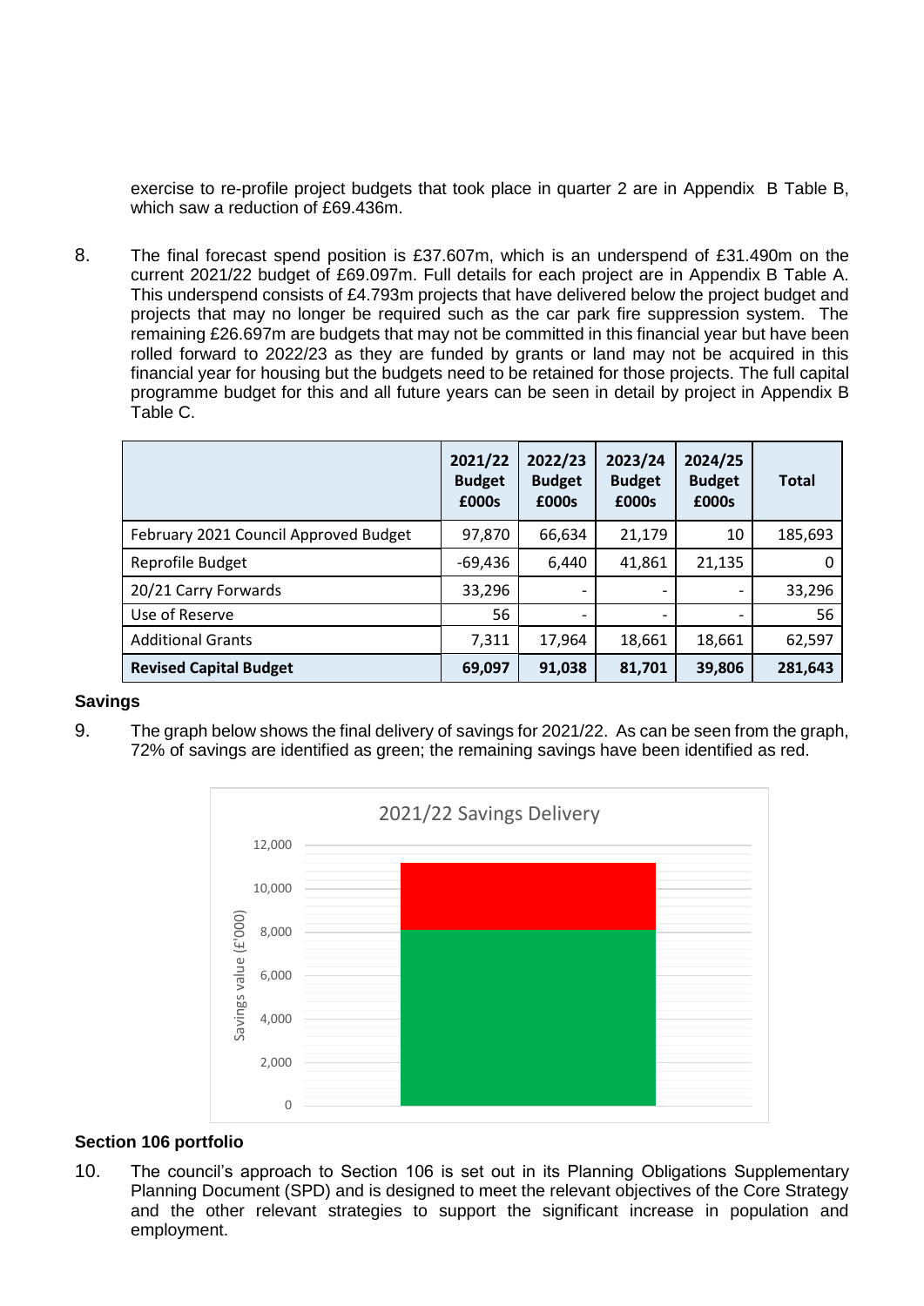exercise to re-profile project budgets that took place in quarter 2 are in Appendix B Table B, which saw a reduction of £69.436m.

8. The final forecast spend position is £37.607m, which is an underspend of £31.490m on the current 2021/22 budget of £69.097m. Full details for each project are in Appendix B Table A. This underspend consists of £4.793m projects that have delivered below the project budget and projects that may no longer be required such as the car park fire suppression system. The remaining £26.697m are budgets that may not be committed in this financial year but have been rolled forward to 2022/23 as they are funded by grants or land may not be acquired in this financial year for housing but the budgets need to be retained for those projects. The full capital programme budget for this and all future years can be seen in detail by project in Appendix B Table C.

| | 2021/22 Budget £000s | 2022/23 Budget £000s | 2023/24 Budget £000s | 2024/25 Budget £000s | Total |
|---|---|---|---|---|---|
| February 2021 Council Approved Budget | 97,870 | 66,634 | 21,179 | 10 | 185,693 |
| Reprofile Budget | -69,436 | 6,440 | 41,861 | 21,135 | 0 |
| 20/21 Carry Forwards | 33,296 | - | - | - | 33,296 |
| Use of Reserve | 56 | - | - | - | 56 |
| Additional Grants | 7,311 | 17,964 | 18,661 | 18,661 | 62,597 |
| **Revised Capital Budget** | **69,097** | **91,038** | **81,701** | **39,806** | **281,643** |

### Savings

9. The graph below shows the final delivery of savings for 2021/22. As can be seen from the graph, 72% of savings are identified as green; the remaining savings have been identified as red.

2021/22 Savings Delivery

### Section 106 portfolio

10. The council's approach to Section 106 is set out in its Planning Obligations Supplementary Planning Document (SPD) and is designed to meet the relevant objectives of the Core Strategy and the other relevant strategies to support the significant increase in population and employment.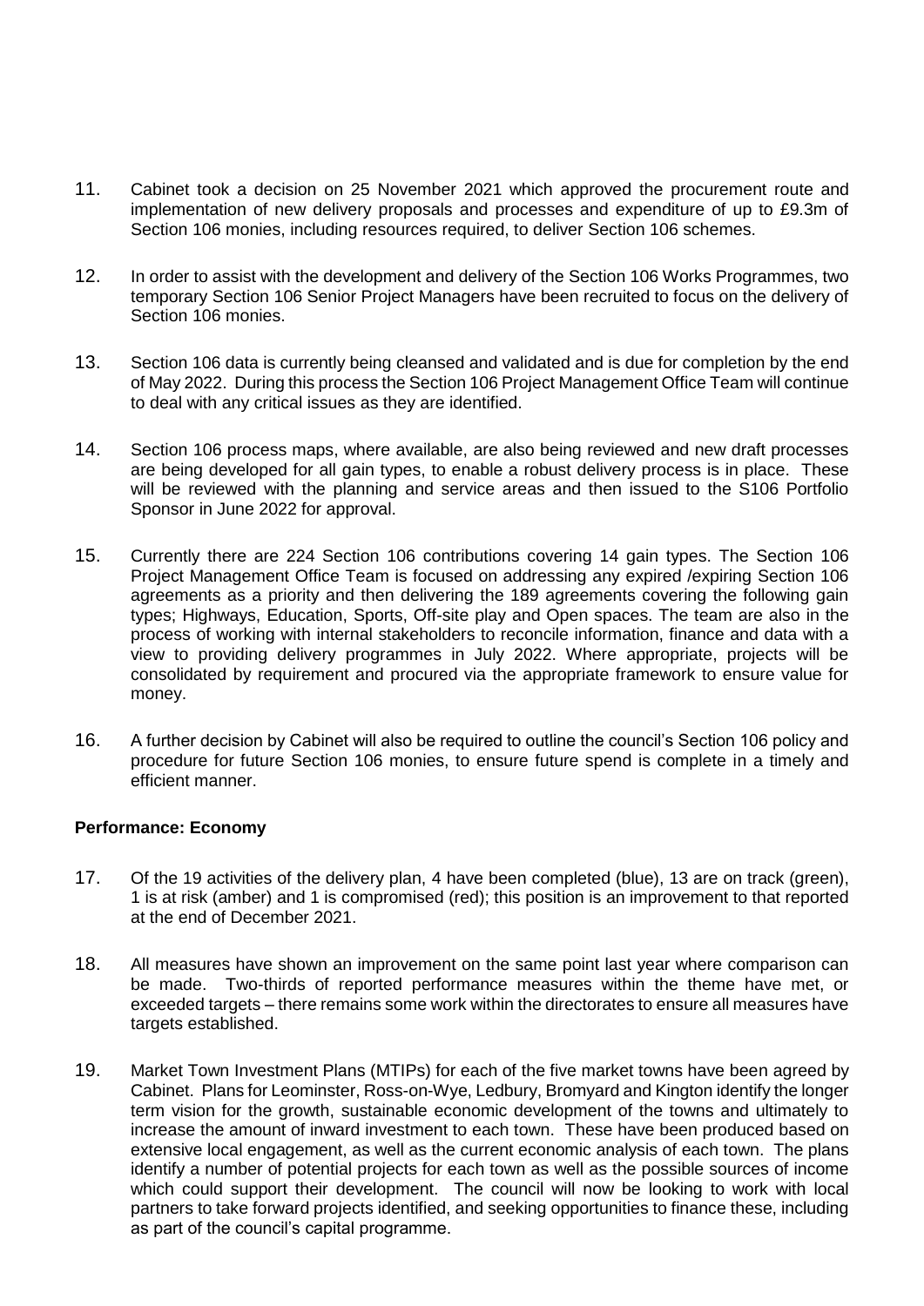11. Cabinet took a decision on 25 November 2021 which approved the procurement route and implementation of new delivery proposals and processes and expenditure of up to £9.3m of Section 106 monies, including resources required, to deliver Section 106 schemes.

12. In order to assist with the development and delivery of the Section 106 Works Programmes, two temporary Section 106 Senior Project Managers have been recruited to focus on the delivery of Section 106 monies.

13. Section 106 data is currently being cleansed and validated and is due for completion by the end of May 2022. During this process the Section 106 Project Management Office Team will continue to deal with any critical issues as they are identified.

14. Section 106 process maps, where available, are also being reviewed and new draft processes are being developed for all gain types, to enable a robust delivery process is in place. These will be reviewed with the planning and service areas and then issued to the S106 Portfolio Sponsor in June 2022 for approval.

15. Currently there are 224 Section 106 contributions covering 14 gain types. The Section 106 Project Management Office Team is focused on addressing any expired /expiring Section 106 agreements as a priority and then delivering the 189 agreements covering the following gain types; Highways, Education, Sports, Off-site play and Open spaces. The team are also in the process of working with internal stakeholders to reconcile information, finance and data with a view to providing delivery programmes in July 2022. Where appropriate, projects will be consolidated by requirement and procured via the appropriate framework to ensure value for money.

16. A further decision by Cabinet will also be required to outline the council's Section 106 policy and procedure for future Section 106 monies, to ensure future spend is complete in a timely and efficient manner.

**Performance: Economy**

17. Of the 19 activities of the delivery plan, 4 have been completed (blue), 13 are on track (green), 1 is at risk (amber) and 1 is compromised (red); this position is an improvement to that reported at the end of December 2021.

18. All measures have shown an improvement on the same point last year where comparison can be made. Two-thirds of reported performance measures within the theme have met, or exceeded targets – there remains some work within the directorates to ensure all measures have targets established.

19. Market Town Investment Plans (MTIPs) for each of the five market towns have been agreed by Cabinet. Plans for Leominster, Ross-on-Wye, Ledbury, Bromyard and Kington identify the longer term vision for the growth, sustainable economic development of the towns and ultimately to increase the amount of inward investment to each town. These have been produced based on extensive local engagement, as well as the current economic analysis of each town. The plans identify a number of potential projects for each town as well as the possible sources of income which could support their development. The council will now be looking to work with local partners to take forward projects identified, and seeking opportunities to finance these, including as part of the council's capital programme.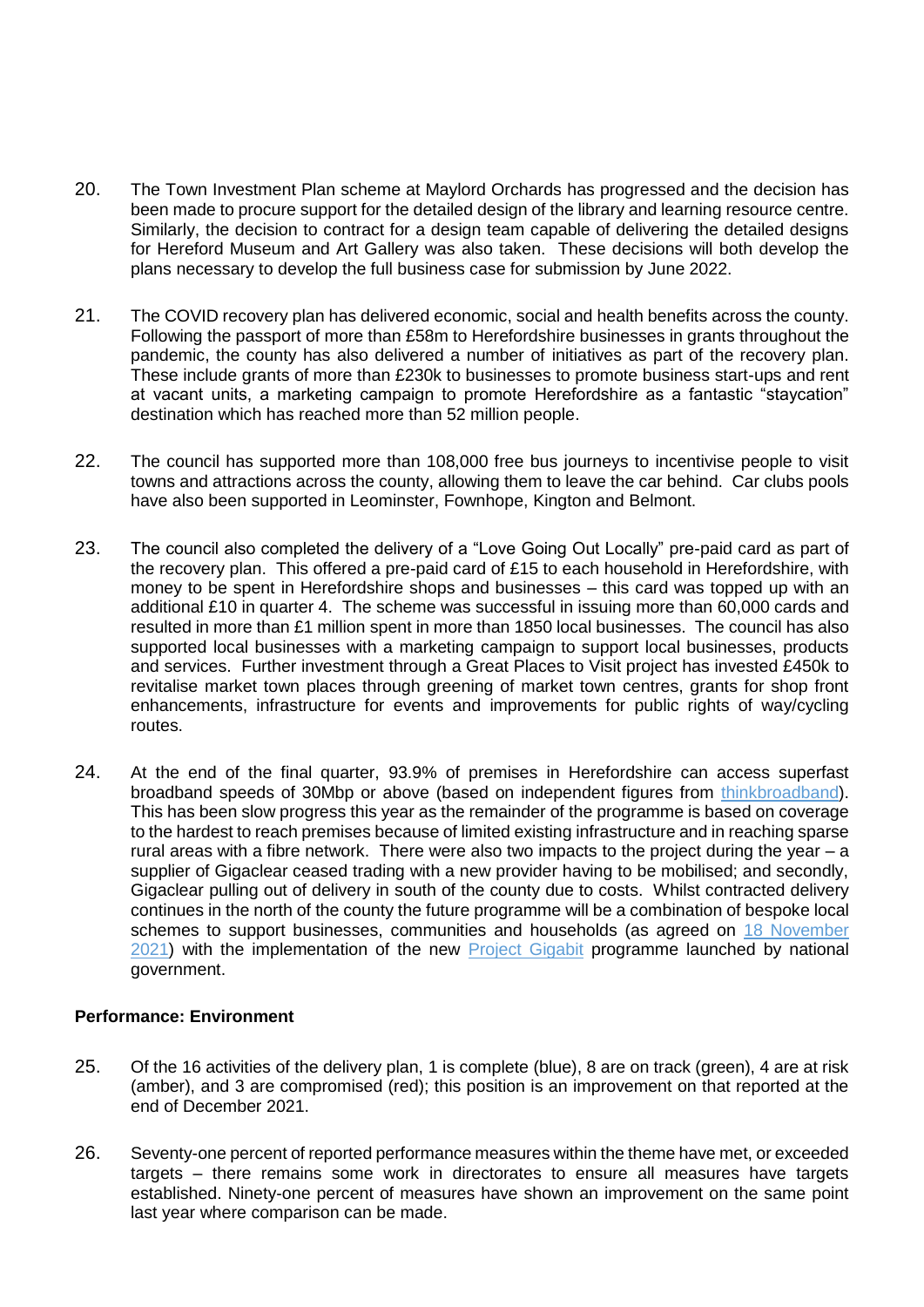20. The Town Investment Plan scheme at Maylord Orchards has progressed and the decision has been made to procure support for the detailed design of the library and learning resource centre. Similarly, the decision to contract for a design team capable of delivering the detailed designs for Hereford Museum and Art Gallery was also taken. These decisions will both develop the plans necessary to develop the full business case for submission by June 2022.

21. The COVID recovery plan has delivered economic, social and health benefits across the county. Following the passport of more than £58m to Herefordshire businesses in grants throughout the pandemic, the county has also delivered a number of initiatives as part of the recovery plan. These include grants of more than £230k to businesses to promote business start-ups and rent at vacant units, a marketing campaign to promote Herefordshire as a fantastic "staycation" destination which has reached more than 52 million people.

22. The council has supported more than 108,000 free bus journeys to incentivise people to visit towns and attractions across the county, allowing them to leave the car behind. Car clubs pools have also been supported in Leominster, Fownhope, Kington and Belmont.

23. The council also completed the delivery of a "Love Going Out Locally" pre-paid card as part of the recovery plan. This offered a pre-paid card of £15 to each household in Herefordshire, with money to be spent in Herefordshire shops and businesses – this card was topped up with an additional £10 in quarter 4. The scheme was successful in issuing more than 60,000 cards and resulted in more than £1 million spent in more than 1850 local businesses. The council has also supported local businesses with a marketing campaign to support local businesses, products and services. Further investment through a Great Places to Visit project has invested £450k to revitalise market town places through greening of market town centres, grants for shop front enhancements, infrastructure for events and improvements for public rights of way/cycling routes.

24. At the end of the final quarter, 93.9% of premises in Herefordshire can access superfast broadband speeds of 30Mbp or above (based on independent figures from thinkbroadband). This has been slow progress this year as the remainder of the programme is based on coverage to the hardest to reach premises because of limited existing infrastructure and in reaching sparse rural areas with a fibre network. There were also two impacts to the project during the year – a supplier of Gigaclear ceased trading with a new provider having to be mobilised; and secondly, Gigaclear pulling out of delivery in south of the county due to costs. Whilst contracted delivery continues in the north of the county the future programme will be a combination of bespoke local schemes to support businesses, communities and households (as agreed on 18 November 2021) with the implementation of the new Project Gigabit programme launched by national government.

**Performance: Environment**

25. Of the 16 activities of the delivery plan, 1 is complete (blue), 8 are on track (green), 4 are at risk (amber), and 3 are compromised (red); this position is an improvement on that reported at the end of December 2021.

26. Seventy-one percent of reported performance measures within the theme have met, or exceeded targets – there remains some work in directorates to ensure all measures have targets established. Ninety-one percent of measures have shown an improvement on the same point last year where comparison can be made.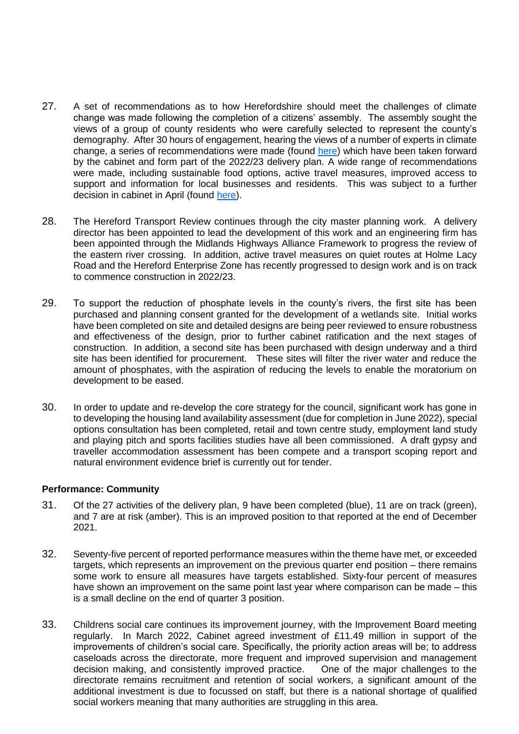27. A set of recommendations as to how Herefordshire should meet the challenges of climate change was made following the completion of a citizens' assembly. The assembly sought the views of a group of county residents who were carefully selected to represent the county's demography. After 30 hours of engagement, hearing the views of a number of experts in climate change, a series of recommendations were made (found here) which have been taken forward by the cabinet and form part of the 2022/23 delivery plan. A wide range of recommendations were made, including sustainable food options, active travel measures, improved access to support and information for local businesses and residents. This was subject to a further decision in cabinet in April (found here).

28. The Hereford Transport Review continues through the city master planning work. A delivery director has been appointed to lead the development of this work and an engineering firm has been appointed through the Midlands Highways Alliance Framework to progress the review of the eastern river crossing. In addition, active travel measures on quiet routes at Holme Lacy Road and the Hereford Enterprise Zone has recently progressed to design work and is on track to commence construction in 2022/23.

29. To support the reduction of phosphate levels in the county's rivers, the first site has been purchased and planning consent granted for the development of a wetlands site. Initial works have been completed on site and detailed designs are being peer reviewed to ensure robustness and effectiveness of the design, prior to further cabinet ratification and the next stages of construction. In addition, a second site has been purchased with design underway and a third site has been identified for procurement. These sites will filter the river water and reduce the amount of phosphates, with the aspiration of reducing the levels to enable the moratorium on development to be eased.

30. In order to update and re-develop the core strategy for the council, significant work has gone in to developing the housing land availability assessment (due for completion in June 2022), special options consultation has been completed, retail and town centre study, employment land study and playing pitch and sports facilities studies have all been commissioned. A draft gypsy and traveller accommodation assessment has been compete and a transport scoping report and natural environment evidence brief is currently out for tender.

**Performance: Community**

31. Of the 27 activities of the delivery plan, 9 have been completed (blue), 11 are on track (green), and 7 are at risk (amber). This is an improved position to that reported at the end of December 2021.

32. Seventy-five percent of reported performance measures within the theme have met, or exceeded targets, which represents an improvement on the previous quarter end position – there remains some work to ensure all measures have targets established. Sixty-four percent of measures have shown an improvement on the same point last year where comparison can be made – this is a small decline on the end of quarter 3 position.

33. Childrens social care continues its improvement journey, with the Improvement Board meeting regularly. In March 2022, Cabinet agreed investment of £11.49 million in support of the improvements of children's social care. Specifically, the priority action areas will be; to address caseloads across the directorate, more frequent and improved supervision and management decision making, and consistently improved practice. One of the major challenges to the directorate remains recruitment and retention of social workers, a significant amount of the additional investment is due to focussed on staff, but there is a national shortage of qualified social workers meaning that many authorities are struggling in this area.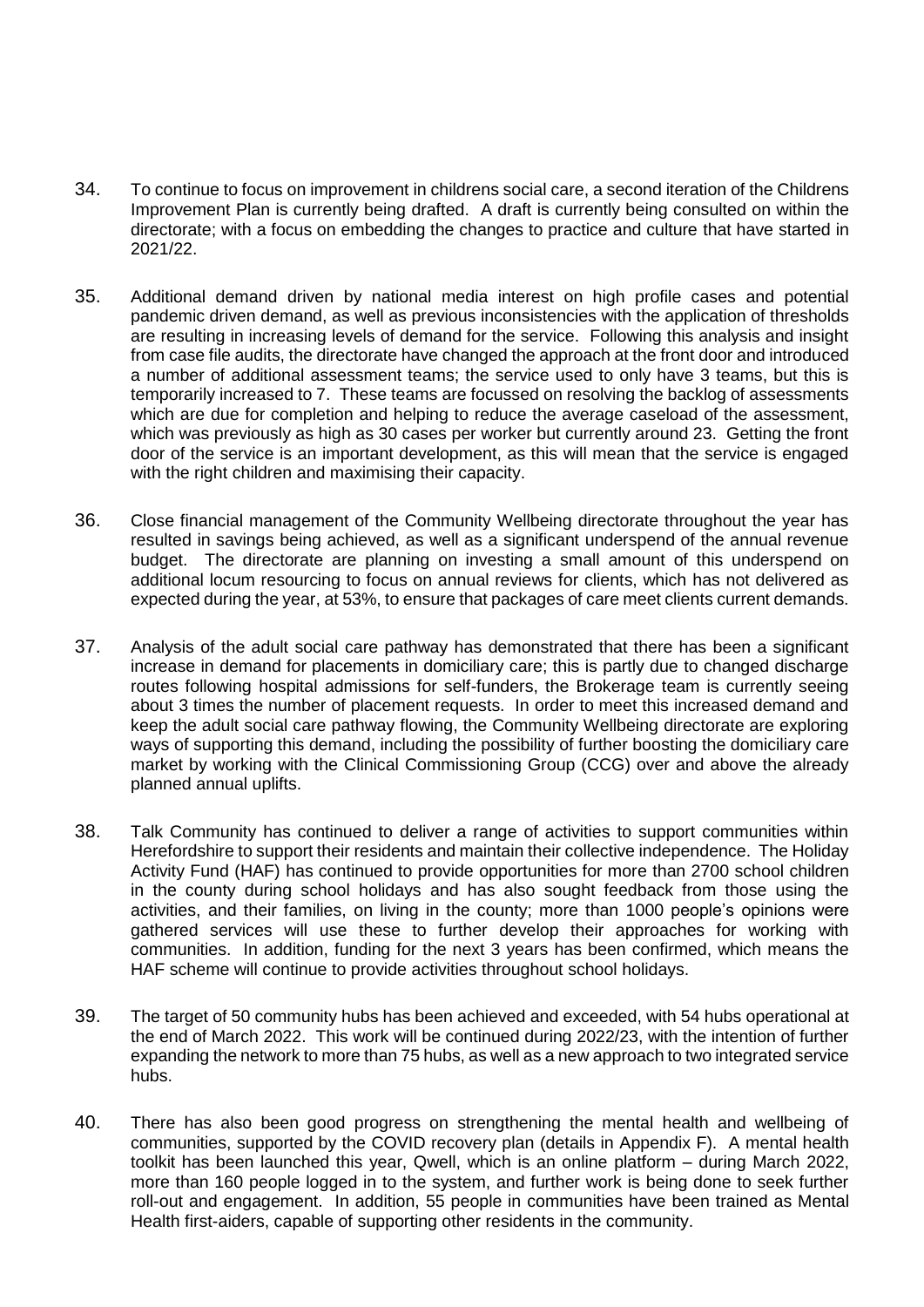34. To continue to focus on improvement in childrens social care, a second iteration of the Childrens Improvement Plan is currently being drafted. A draft is currently being consulted on within the directorate; with a focus on embedding the changes to practice and culture that have started in 2021/22.

35. Additional demand driven by national media interest on high profile cases and potential pandemic driven demand, as well as previous inconsistencies with the application of thresholds are resulting in increasing levels of demand for the service. Following this analysis and insight from case file audits, the directorate have changed the approach at the front door and introduced a number of additional assessment teams; the service used to only have 3 teams, but this is temporarily increased to 7. These teams are focussed on resolving the backlog of assessments which are due for completion and helping to reduce the average caseload of the assessment, which was previously as high as 30 cases per worker but currently around 23. Getting the front door of the service is an important development, as this will mean that the service is engaged with the right children and maximising their capacity.

36. Close financial management of the Community Wellbeing directorate throughout the year has resulted in savings being achieved, as well as a significant underspend of the annual revenue budget. The directorate are planning on investing a small amount of this underspend on additional locum resourcing to focus on annual reviews for clients, which has not delivered as expected during the year, at 53%, to ensure that packages of care meet clients current demands.

37. Analysis of the adult social care pathway has demonstrated that there has been a significant increase in demand for placements in domiciliary care; this is partly due to changed discharge routes following hospital admissions for self-funders, the Brokerage team is currently seeing about 3 times the number of placement requests. In order to meet this increased demand and keep the adult social care pathway flowing, the Community Wellbeing directorate are exploring ways of supporting this demand, including the possibility of further boosting the domiciliary care market by working with the Clinical Commissioning Group (CCG) over and above the already planned annual uplifts.

38. Talk Community has continued to deliver a range of activities to support communities within Herefordshire to support their residents and maintain their collective independence. The Holiday Activity Fund (HAF) has continued to provide opportunities for more than 2700 school children in the county during school holidays and has also sought feedback from those using the activities, and their families, on living in the county; more than 1000 people's opinions were gathered services will use these to further develop their approaches for working with communities. In addition, funding for the next 3 years has been confirmed, which means the HAF scheme will continue to provide activities throughout school holidays.

39. The target of 50 community hubs has been achieved and exceeded, with 54 hubs operational at the end of March 2022. This work will be continued during 2022/23, with the intention of further expanding the network to more than 75 hubs, as well as a new approach to two integrated service hubs.

40. There has also been good progress on strengthening the mental health and wellbeing of communities, supported by the COVID recovery plan (details in Appendix F). A mental health toolkit has been launched this year, Qwell, which is an online platform – during March 2022, more than 160 people logged in to the system, and further work is being done to seek further roll-out and engagement. In addition, 55 people in communities have been trained as Mental Health first-aiders, capable of supporting other residents in the community.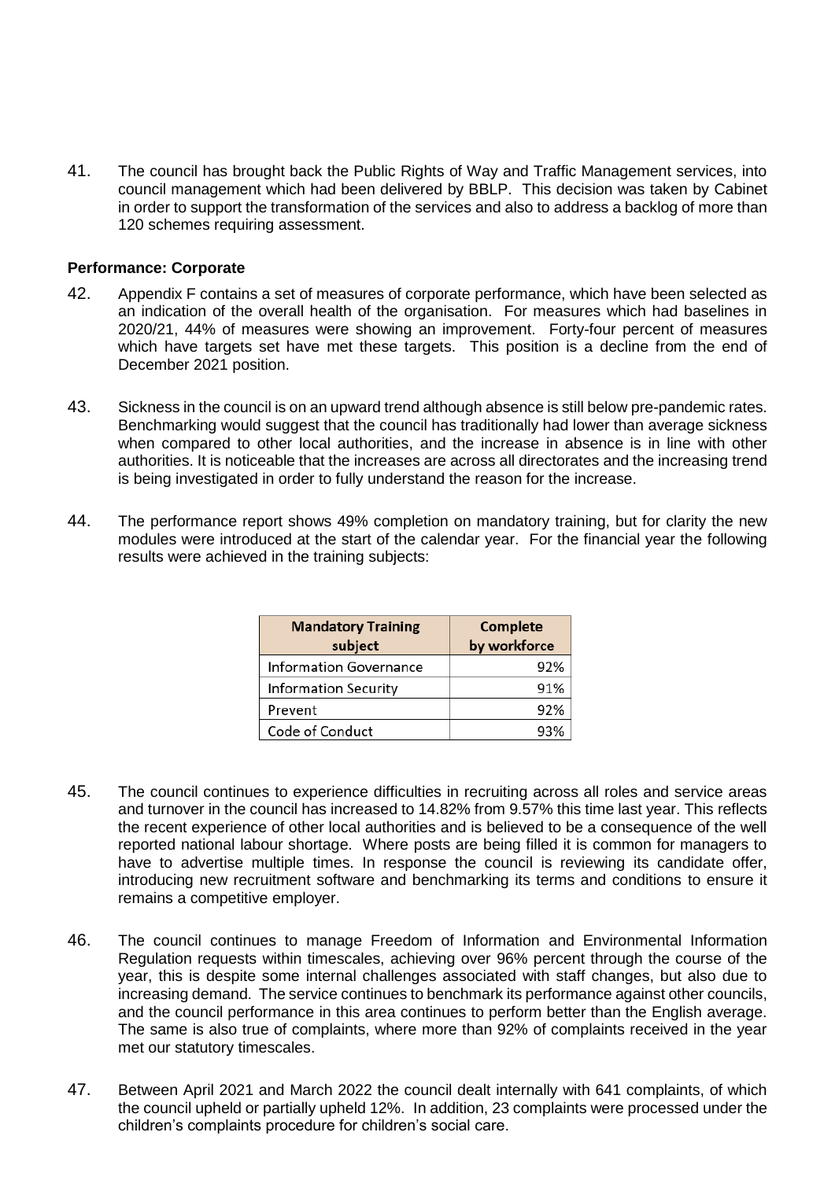41. The council has brought back the Public Rights of Way and Traffic Management services, into council management which had been delivered by BBLP. This decision was taken by Cabinet in order to support the transformation of the services and also to address a backlog of more than 120 schemes requiring assessment.

**Performance: Corporate**

42. Appendix F contains a set of measures of corporate performance, which have been selected as an indication of the overall health of the organisation. For measures which had baselines in 2020/21, 44% of measures were showing an improvement. Forty-four percent of measures which have targets set have met these targets. This position is a decline from the end of December 2021 position.

43. Sickness in the council is on an upward trend although absence is still below pre-pandemic rates. Benchmarking would suggest that the council has traditionally had lower than average sickness when compared to other local authorities, and the increase in absence is in line with other authorities. It is noticeable that the increases are across all directorates and the increasing trend is being investigated in order to fully understand the reason for the increase.

44. The performance report shows 49% completion on mandatory training, but for clarity the new modules were introduced at the start of the calendar year. For the financial year the following results were achieved in the training subjects:

| Mandatory Training subject | Complete by workforce |
|---|---|
| Information Governance | 92% |
| Information Security | 91% |
| Prevent | 92% |
| Code of Conduct | 93% |

45. The council continues to experience difficulties in recruiting across all roles and service areas and turnover in the council has increased to 14.82% from 9.57% this time last year. This reflects the recent experience of other local authorities and is believed to be a consequence of the well reported national labour shortage. Where posts are being filled it is common for managers to have to advertise multiple times. In response the council is reviewing its candidate offer, introducing new recruitment software and benchmarking its terms and conditions to ensure it remains a competitive employer.

46. The council continues to manage Freedom of Information and Environmental Information Regulation requests within timescales, achieving over 96% percent through the course of the year, this is despite some internal challenges associated with staff changes, but also due to increasing demand. The service continues to benchmark its performance against other councils, and the council performance in this area continues to perform better than the English average. The same is also true of complaints, where more than 92% of complaints received in the year met our statutory timescales.

47. Between April 2021 and March 2022 the council dealt internally with 641 complaints, of which the council upheld or partially upheld 12%. In addition, 23 complaints were processed under the children's complaints procedure for children's social care.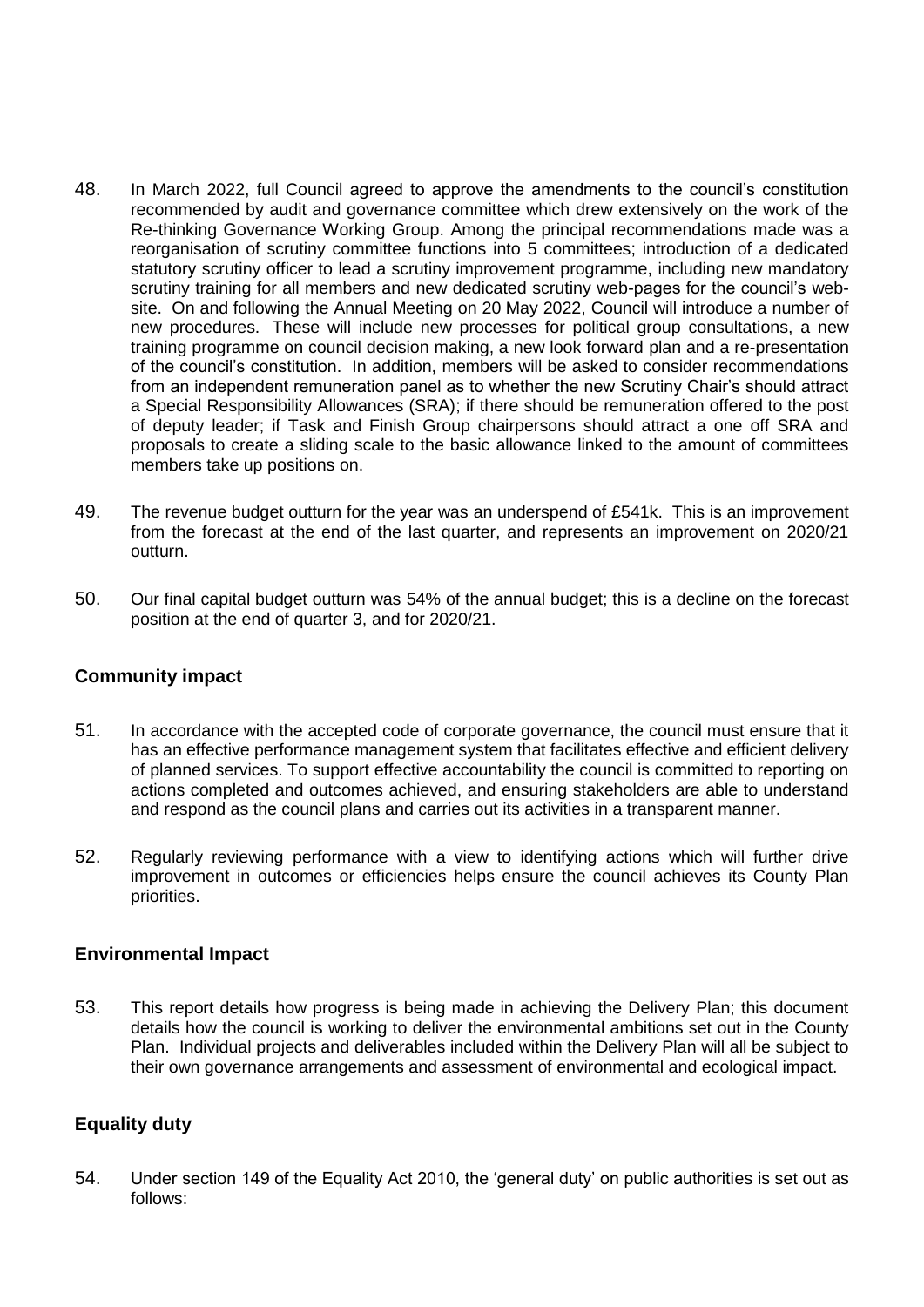48. In March 2022, full Council agreed to approve the amendments to the council's constitution recommended by audit and governance committee which drew extensively on the work of the Re-thinking Governance Working Group. Among the principal recommendations made was a reorganisation of scrutiny committee functions into 5 committees; introduction of a dedicated statutory scrutiny officer to lead a scrutiny improvement programme, including new mandatory scrutiny training for all members and new dedicated scrutiny web-pages for the council's web-site. On and following the Annual Meeting on 20 May 2022, Council will introduce a number of new procedures. These will include new processes for political group consultations, a new training programme on council decision making, a new look forward plan and a re-presentation of the council's constitution. In addition, members will be asked to consider recommendations from an independent remuneration panel as to whether the new Scrutiny Chair's should attract a Special Responsibility Allowances (SRA); if there should be remuneration offered to the post of deputy leader; if Task and Finish Group chairpersons should attract a one off SRA and proposals to create a sliding scale to the basic allowance linked to the amount of committees members take up positions on.

49. The revenue budget outturn for the year was an underspend of £541k. This is an improvement from the forecast at the end of the last quarter, and represents an improvement on 2020/21 outturn.

50. Our final capital budget outturn was 54% of the annual budget; this is a decline on the forecast position at the end of quarter 3, and for 2020/21.

## Community impact

51. In accordance with the accepted code of corporate governance, the council must ensure that it has an effective performance management system that facilitates effective and efficient delivery of planned services. To support effective accountability the council is committed to reporting on actions completed and outcomes achieved, and ensuring stakeholders are able to understand and respond as the council plans and carries out its activities in a transparent manner.

52. Regularly reviewing performance with a view to identifying actions which will further drive improvement in outcomes or efficiencies helps ensure the council achieves its County Plan priorities.

## Environmental Impact

53. This report details how progress is being made in achieving the Delivery Plan; this document details how the council is working to deliver the environmental ambitions set out in the County Plan. Individual projects and deliverables included within the Delivery Plan will all be subject to their own governance arrangements and assessment of environmental and ecological impact.

## Equality duty

54. Under section 149 of the Equality Act 2010, the 'general duty' on public authorities is set out as follows: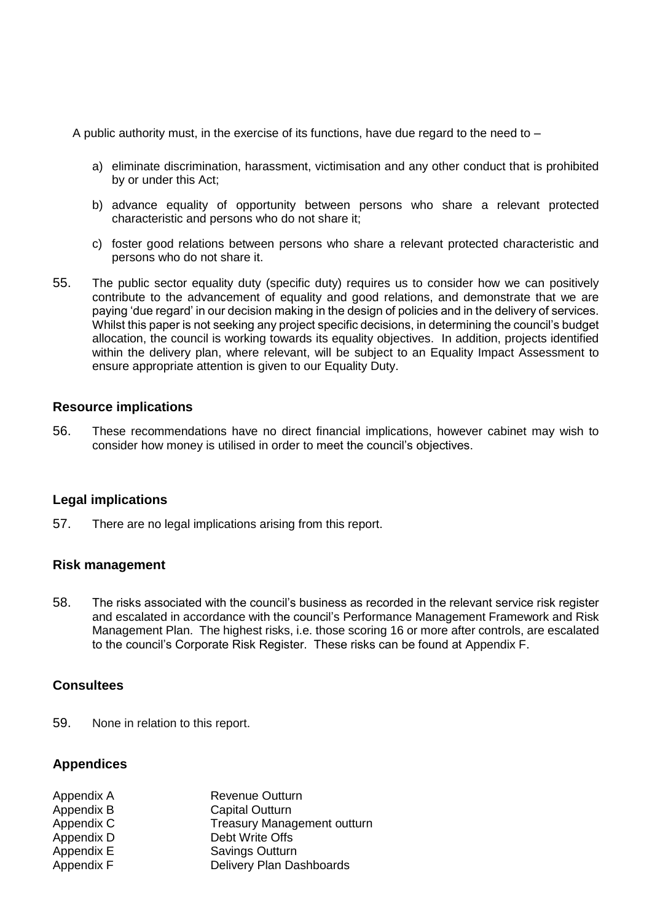A public authority must, in the exercise of its functions, have due regard to the need to –

a) eliminate discrimination, harassment, victimisation and any other conduct that is prohibited by or under this Act;

b) advance equality of opportunity between persons who share a relevant protected characteristic and persons who do not share it;

c) foster good relations between persons who share a relevant protected characteristic and persons who do not share it.

55. The public sector equality duty (specific duty) requires us to consider how we can positively contribute to the advancement of equality and good relations, and demonstrate that we are paying 'due regard' in our decision making in the design of policies and in the delivery of services. Whilst this paper is not seeking any project specific decisions, in determining the council's budget allocation, the council is working towards its equality objectives. In addition, projects identified within the delivery plan, where relevant, will be subject to an Equality Impact Assessment to ensure appropriate attention is given to our Equality Duty.

## Resource implications

56. These recommendations have no direct financial implications, however cabinet may wish to consider how money is utilised in order to meet the council's objectives.

## Legal implications

57. There are no legal implications arising from this report.

## Risk management

58. The risks associated with the council's business as recorded in the relevant service risk register and escalated in accordance with the council's Performance Management Framework and Risk Management Plan. The highest risks, i.e. those scoring 16 or more after controls, are escalated to the council's Corporate Risk Register. These risks can be found at Appendix F.

## Consultees

59. None in relation to this report.

## Appendices

| | |
|---|---|
| Appendix A | Revenue Outturn |
| Appendix B | Capital Outturn |
| Appendix C | Treasury Management outturn |
| Appendix D | Debt Write Offs |
| Appendix E | Savings Outturn |
| Appendix F | Delivery Plan Dashboards |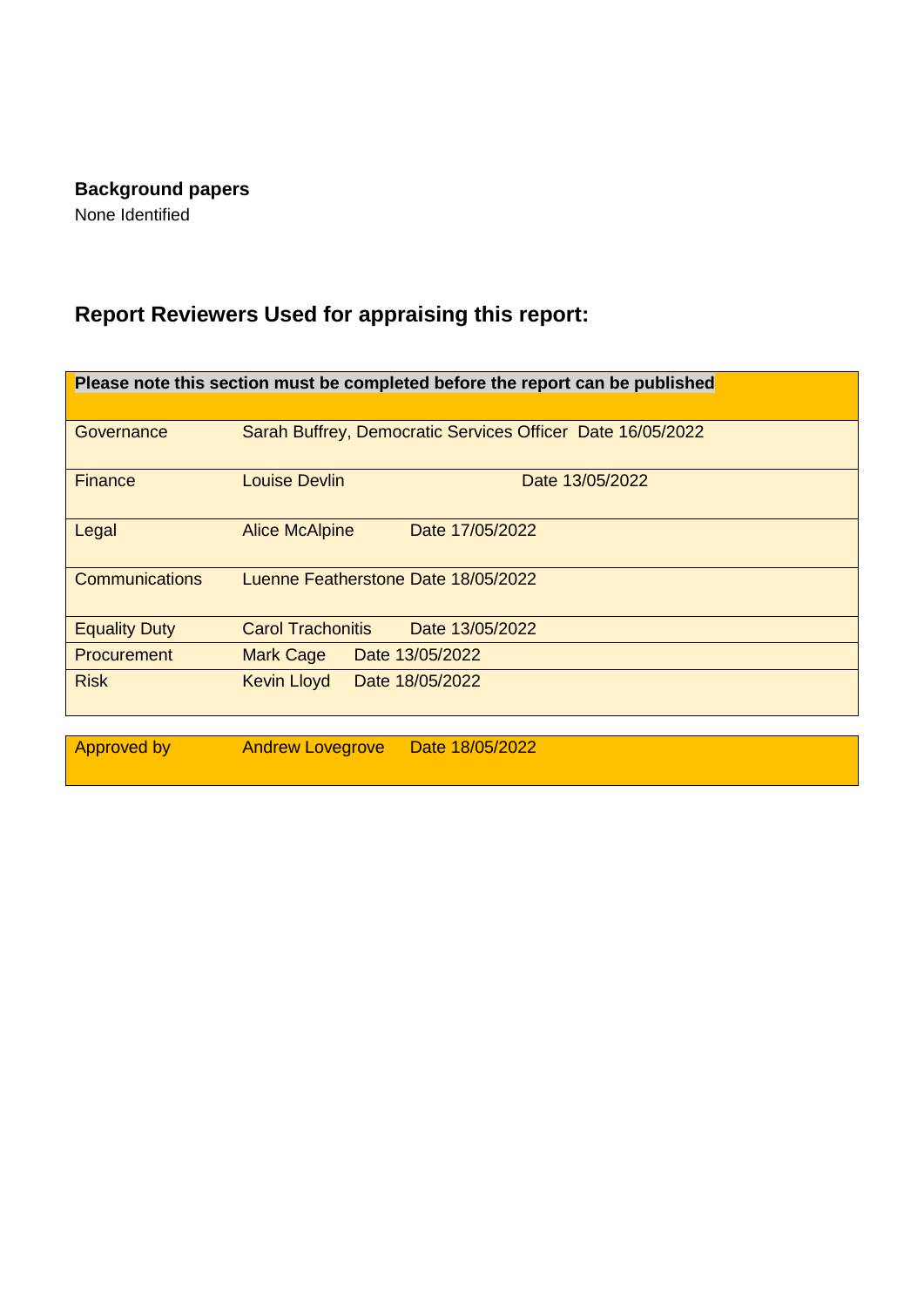**Background papers**

None Identified

## Report Reviewers Used for appraising this report:

| **Please note this section must be completed before the report can be published** | | |
|---|---|---|
| Governance | Sarah Buffrey, Democratic Services Officer | Date 16/05/2022 |
| Finance | Louise Devlin | Date 13/05/2022 |
| Legal | Alice McAlpine | Date 17/05/2022 |
| Communications | Luenne Featherstone | Date 18/05/2022 |
| Equality Duty | Carol Trachonitis | Date 13/05/2022 |
| Procurement | Mark Cage | Date 13/05/2022 |
| Risk | Kevin Lloyd | Date 18/05/2022 |

| | | |
|---|---|---|
| Approved by | Andrew Lovegrove | Date 18/05/2022 |